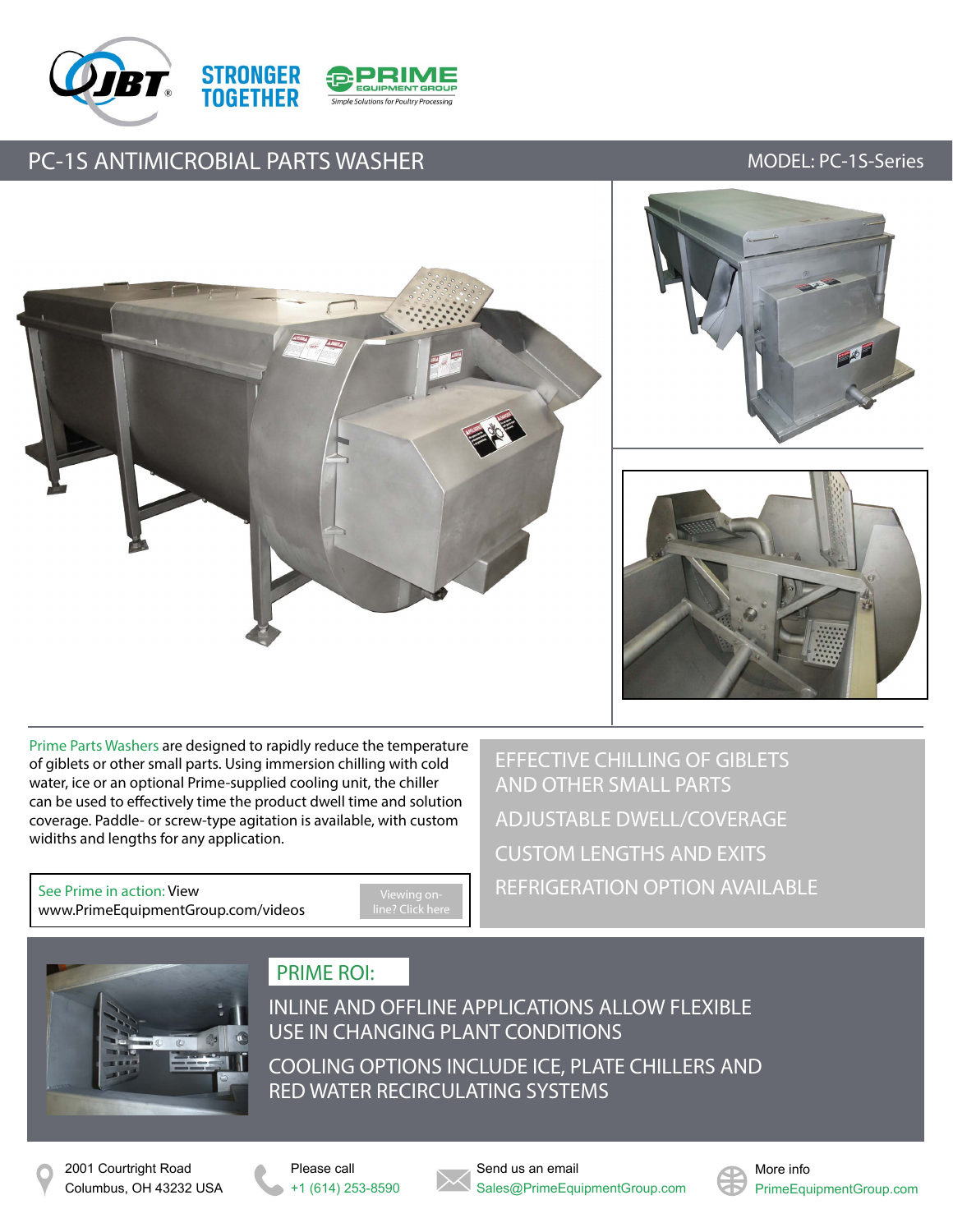STRONGER TOGETHER

PRIME EQUIPMENT GROUP

Simple Solutions for Poultry Processing

# PC-1S ANTIMICROBIAL PARTS WASHER

MODEL: PC-1S-Series

Prime Parts Washers are designed to rapidly reduce the temperature of giblets or other small parts. Using immersion chilling with cold water, ice or an optional Prime-supplied cooling unit, the chiller can be used to effectively time the product dwell time and solution coverage. Paddle- or screw-type agitation is available, with custom widths and lengths for any application.

See Prime in action: View www.PrimeEquipmentGroup.com/videos

Viewing on-line? Click here

- EFFECTIVE CHILLING OF GIBLETS AND OTHER SMALL PARTS
- ADJUSTABLE DWELL/COVERAGE
- CUSTOM LENGTHS AND EXITS
- REFRIGERATION OPTION AVAILABLE

## PRIME ROI:

- INLINE AND OFFLINE APPLICATIONS ALLOW FLEXIBLE USE IN CHANGING PLANT CONDITIONS
- COOLING OPTIONS INCLUDE ICE, PLATE CHILLERS AND RED WATER RECIRCULATING SYSTEMS

2001 Courtright Road
Columbus, OH 43232 USA

Please call
+1 (614) 253-8590

Send us an email
Sales@PrimeEquipmentGroup.com

More info
PrimeEquipmentGroup.com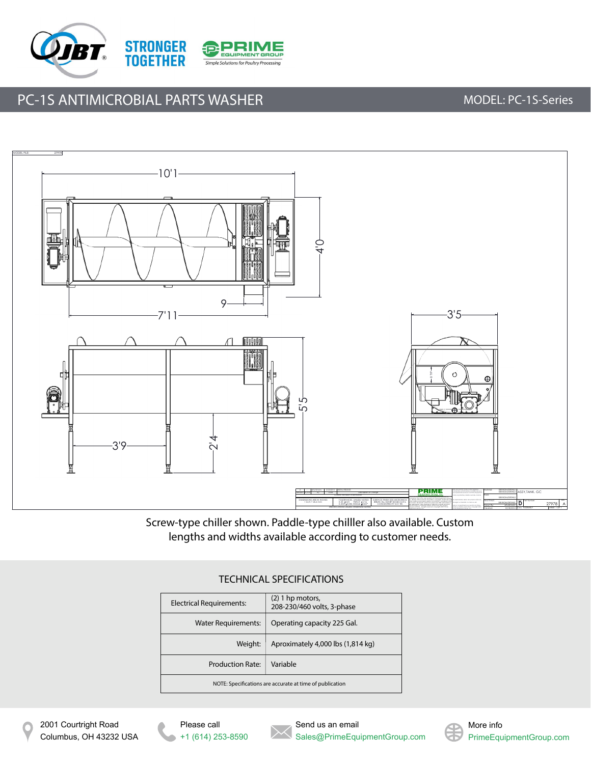# PC-1S ANTIMICROBIAL PARTS WASHER

MODEL: PC-1S-Series

10'1

4'0

9

7'11

3'5

5'5

3'9

2'4

Screw-type chiller shown. Paddle-type chilller also available. Custom lengths and widths available according to customer needs.

## TECHNICAL SPECIFICATIONS

| | |
|---|---|
| Electrical Requirements: | (2) 1 hp motors, 208-230/460 volts, 3-phase |
| Water Requirements: | Operating capacity 225 Gal. |
| Weight: | Aproximately 4,000 lbs (1,814 kg) |
| Production Rate: | Variable |
| NOTE: Specifications are accurate at time of publication | |

2001 Courtright Road
Columbus, OH 43232 USA

Please call
+1 (614) 253-8590

Send us an email
Sales@PrimeEquipmentGroup.com

More info
PrimeEquipmentGroup.com